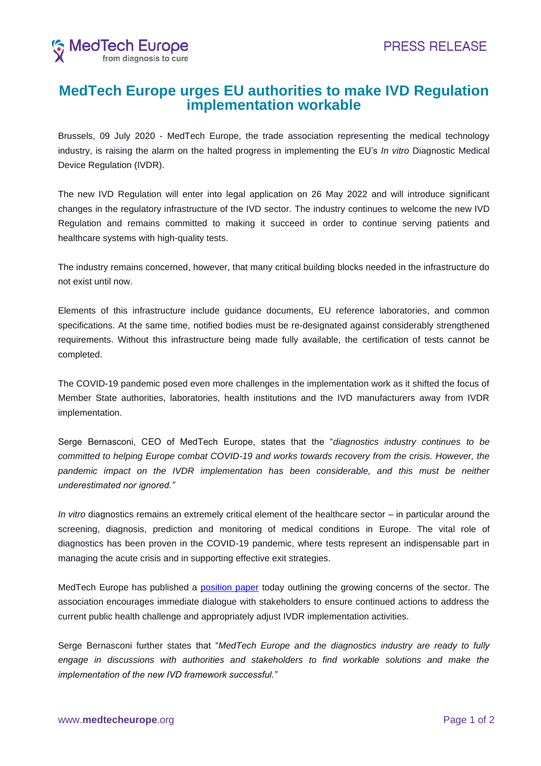PRESS RELEASE

# MedTech Europe urges EU authorities to make IVD Regulation implementation workable

Brussels, 09 July 2020 - MedTech Europe, the trade association representing the medical technology industry, is raising the alarm on the halted progress in implementing the EU's *In vitro* Diagnostic Medical Device Regulation (IVDR).

The new IVD Regulation will enter into legal application on 26 May 2022 and will introduce significant changes in the regulatory infrastructure of the IVD sector. The industry continues to welcome the new IVD Regulation and remains committed to making it succeed in order to continue serving patients and healthcare systems with high-quality tests.

The industry remains concerned, however, that many critical building blocks needed in the infrastructure do not exist until now.

Elements of this infrastructure include guidance documents, EU reference laboratories, and common specifications. At the same time, notified bodies must be re-designated against considerably strengthened requirements. Without this infrastructure being made fully available, the certification of tests cannot be completed.

The COVID-19 pandemic posed even more challenges in the implementation work as it shifted the focus of Member State authorities, laboratories, health institutions and the IVD manufacturers away from IVDR implementation.

Serge Bernasconi, CEO of MedTech Europe, states that the "*diagnostics industry continues to be committed to helping Europe combat COVID-19 and works towards recovery from the crisis. However, the pandemic impact on the IVDR implementation has been considerable, and this must be neither underestimated nor ignored."*

*In vitro* diagnostics remains an extremely critical element of the healthcare sector – in particular around the screening, diagnosis, prediction and monitoring of medical conditions in Europe. The vital role of diagnostics has been proven in the COVID-19 pandemic, where tests represent an indispensable part in managing the acute crisis and in supporting effective exit strategies.

MedTech Europe has published a position paper today outlining the growing concerns of the sector. The association encourages immediate dialogue with stakeholders to ensure continued actions to address the current public health challenge and appropriately adjust IVDR implementation activities.

Serge Bernasconi further states that "*MedTech Europe and the diagnostics industry are ready to fully engage in discussions with authorities and stakeholders to find workable solutions and make the implementation of the new IVD framework successful."*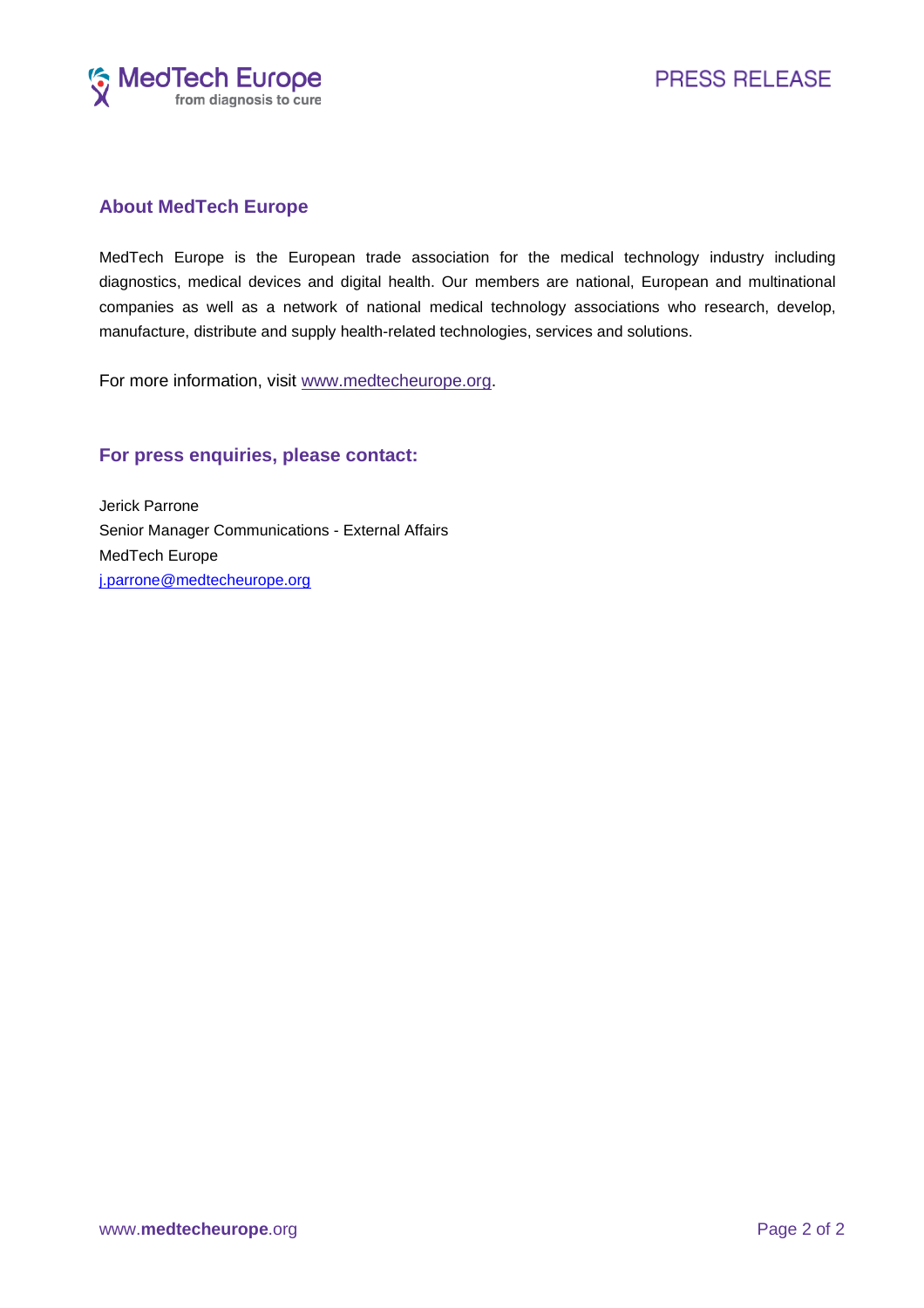## About MedTech Europe

MedTech Europe is the European trade association for the medical technology industry including diagnostics, medical devices and digital health. Our members are national, European and multinational companies as well as a network of national medical technology associations who research, develop, manufacture, distribute and supply health-related technologies, services and solutions.

For more information, visit www.medtecheurope.org.

## For press enquiries, please contact:

Jerick Parrone
Senior Manager Communications - External Affairs
MedTech Europe
j.parrone@medtecheurope.org